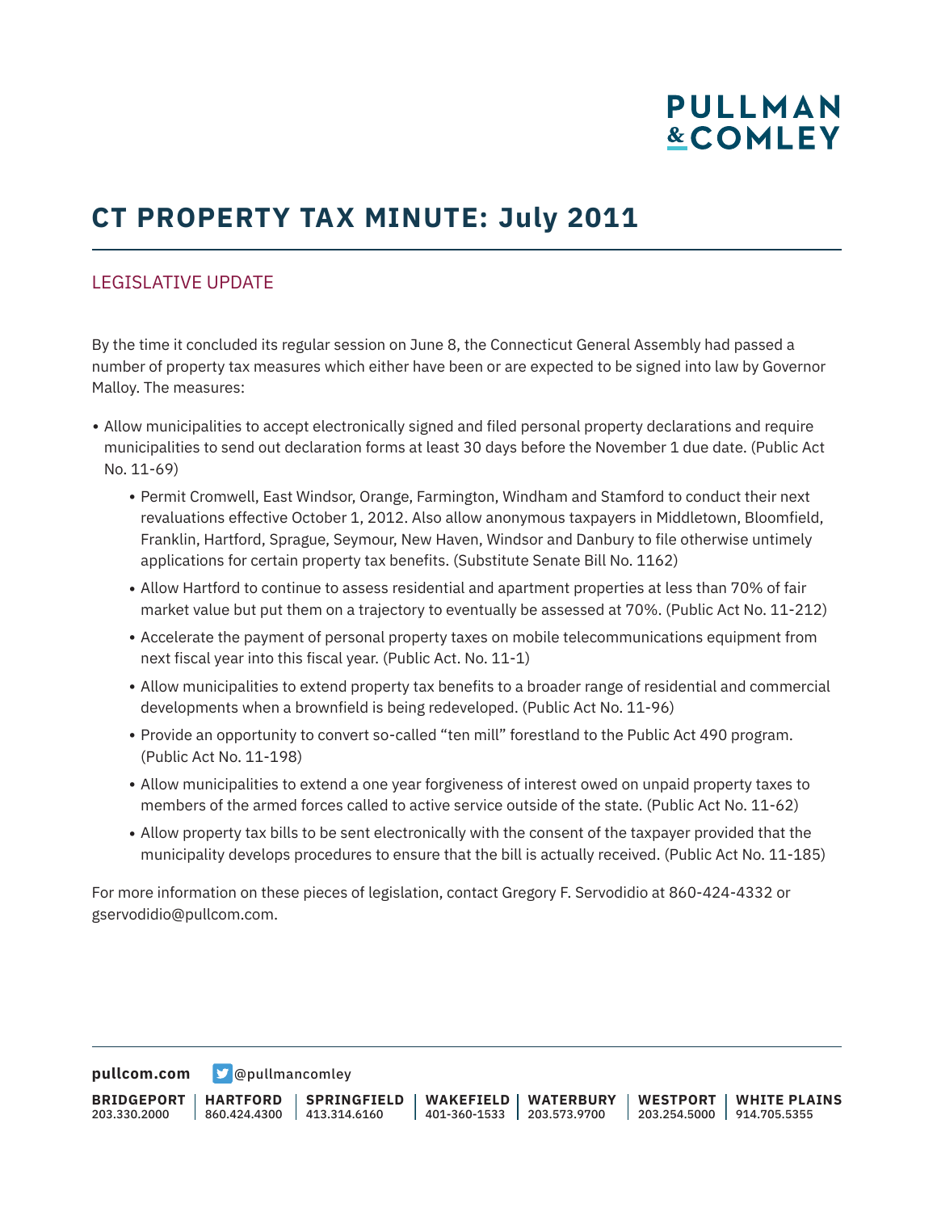# CT PROPERTY TAX MINUTE: July 2011

## LEGISLATIVE UPDATE

By the time it concluded its regular session on June 8, the Connecticut General Assembly had passed a number of property tax measures which either have been or are expected to be signed into law by Governor Malloy. The measures:

- Allow municipalities to accept electronically signed and filed personal property declarations and require municipalities to send out declaration forms at least 30 days before the November 1 due date. (Public Act No. 11-69)
  - Permit Cromwell, East Windsor, Orange, Farmington, Windham and Stamford to conduct their next revaluations effective October 1, 2012. Also allow anonymous taxpayers in Middletown, Bloomfield, Franklin, Hartford, Sprague, Seymour, New Haven, Windsor and Danbury to file otherwise untimely applications for certain property tax benefits. (Substitute Senate Bill No. 1162)
  - Allow Hartford to continue to assess residential and apartment properties at less than 70% of fair market value but put them on a trajectory to eventually be assessed at 70%. (Public Act No. 11-212)
  - Accelerate the payment of personal property taxes on mobile telecommunications equipment from next fiscal year into this fiscal year. (Public Act. No. 11-1)
  - Allow municipalities to extend property tax benefits to a broader range of residential and commercial developments when a brownfield is being redeveloped. (Public Act No. 11-96)
  - Provide an opportunity to convert so-called "ten mill" forestland to the Public Act 490 program. (Public Act No. 11-198)
  - Allow municipalities to extend a one year forgiveness of interest owed on unpaid property taxes to members of the armed forces called to active service outside of the state. (Public Act No. 11-62)
  - Allow property tax bills to be sent electronically with the consent of the taxpayer provided that the municipality develops procedures to ensure that the bill is actually received. (Public Act No. 11-185)

For more information on these pieces of legislation, contact Gregory F. Servodidio at 860-424-4332 or gservodidio@pullcom.com.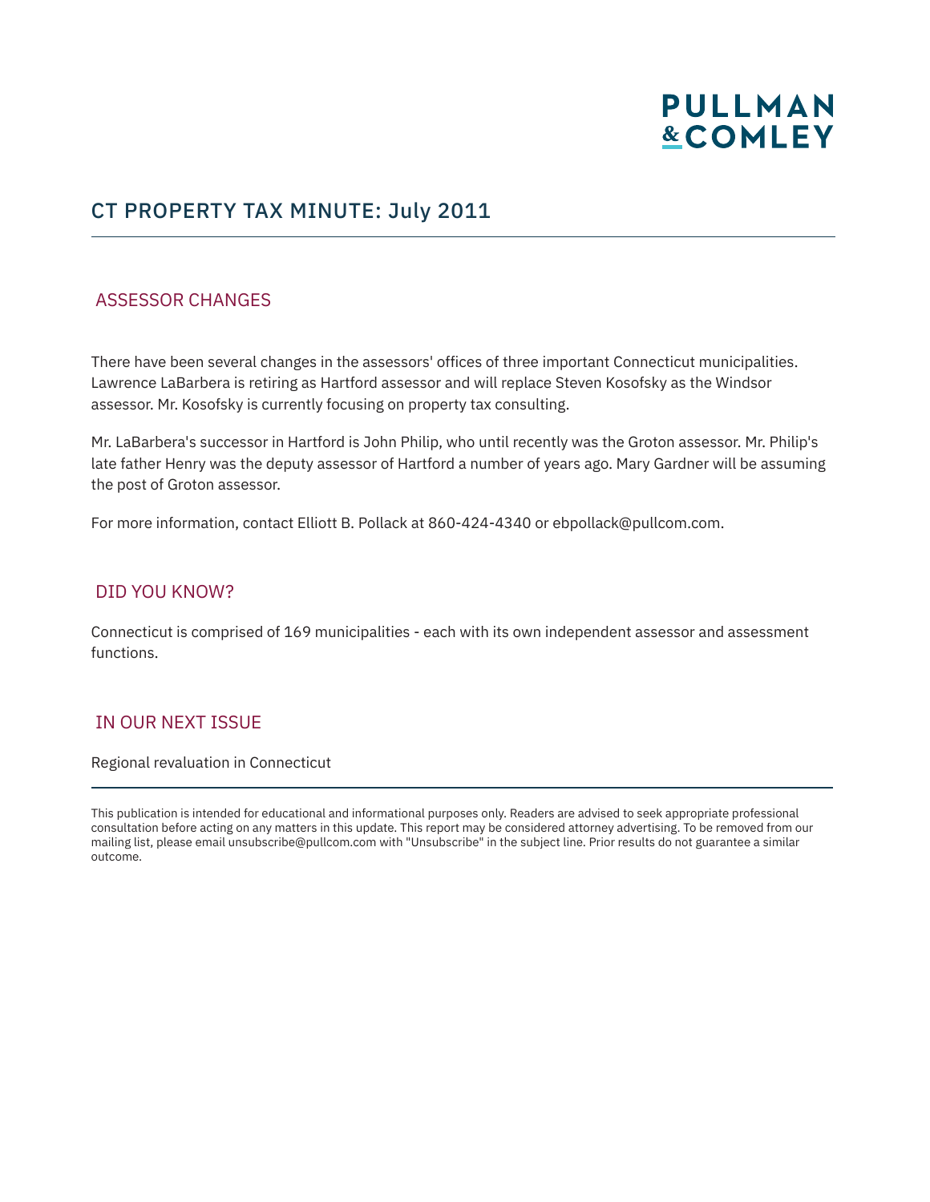PULLMAN & COMLEY

# CT PROPERTY TAX MINUTE: July 2011

## ASSESSOR CHANGES

There have been several changes in the assessors' offices of three important Connecticut municipalities. Lawrence LaBarbera is retiring as Hartford assessor and will replace Steven Kosofsky as the Windsor assessor. Mr. Kosofsky is currently focusing on property tax consulting.

Mr. LaBarbera's successor in Hartford is John Philip, who until recently was the Groton assessor. Mr. Philip's late father Henry was the deputy assessor of Hartford a number of years ago. Mary Gardner will be assuming the post of Groton assessor.

For more information, contact Elliott B. Pollack at 860-424-4340 or ebpollack@pullcom.com.

## DID YOU KNOW?

Connecticut is comprised of 169 municipalities - each with its own independent assessor and assessment functions.

## IN OUR NEXT ISSUE

Regional revaluation in Connecticut

---

This publication is intended for educational and informational purposes only. Readers are advised to seek appropriate professional consultation before acting on any matters in this update. This report may be considered attorney advertising. To be removed from our mailing list, please email unsubscribe@pullcom.com with "Unsubscribe" in the subject line. Prior results do not guarantee a similar outcome.